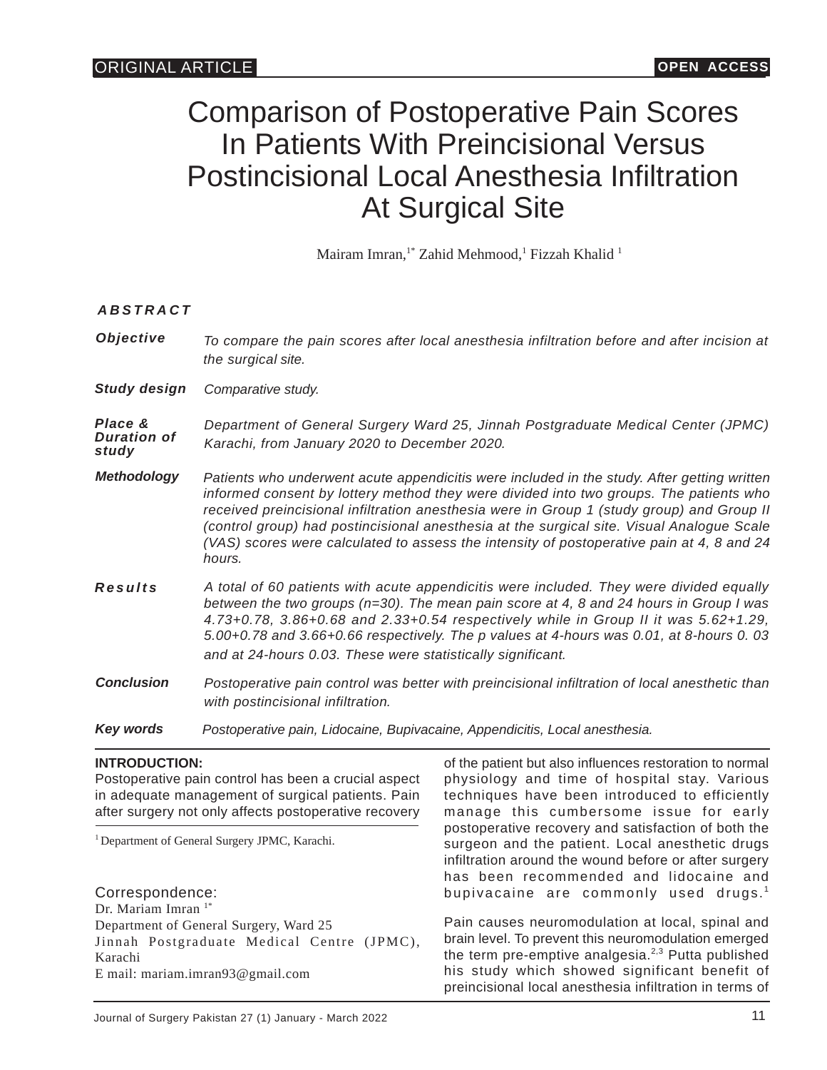ORIGINAL ARTICLE

OPEN ACCESS

# Comparison of Postoperative Pain Scores In Patients With Preincisional Versus Postincisional Local Anesthesia Infiltration At Surgical Site

Mairam Imran,[1*] Zahid Mehmood,[1] Fizzah Khalid [1]

## ABSTRACT

**Objective** *To compare the pain scores after local anesthesia infiltration before and after incision at the surgical site.*

**Study design** *Comparative study.*

**Place & Duration of study** *Department of General Surgery Ward 25, Jinnah Postgraduate Medical Center (JPMC) Karachi, from January 2020 to December 2020.*

**Methodology** *Patients who underwent acute appendicitis were included in the study. After getting written informed consent by lottery method they were divided into two groups. The patients who received preincisional infiltration anesthesia were in Group 1 (study group) and Group II (control group) had postincisional anesthesia at the surgical site. Visual Analogue Scale (VAS) scores were calculated to assess the intensity of postoperative pain at 4, 8 and 24 hours.*

**Results** *A total of 60 patients with acute appendicitis were included. They were divided equally between the two groups (n=30). The mean pain score at 4, 8 and 24 hours in Group I was 4.73+0.78, 3.86+0.68 and 2.33+0.54 respectively while in Group II it was 5.62+1.29, 5.00+0.78 and 3.66+0.66 respectively. The p values at 4-hours was 0.01, at 8-hours 0. 03 and at 24-hours 0.03. These were statistically significant.*

**Conclusion** *Postoperative pain control was better with preincisional infiltration of local anesthetic than with postincisional infiltration.*

**Key words** *Postoperative pain, Lidocaine, Bupivacaine, Appendicitis, Local anesthesia.*

## INTRODUCTION:

Postoperative pain control has been a crucial aspect in adequate management of surgical patients. Pain after surgery not only affects postoperative recovery of the patient but also influences restoration to normal physiology and time of hospital stay. Various techniques have been introduced to efficiently manage this cumbersome issue for early postoperative recovery and satisfaction of both the surgeon and the patient. Local anesthetic drugs infiltration around the wound before or after surgery has been recommended and lidocaine and bupivacaine are commonly used drugs.[1]

Pain causes neuromodulation at local, spinal and brain level. To prevent this neuromodulation emerged the term pre-emptive analgesia.[2,3] Putta published his study which showed significant benefit of preincisional local anesthesia infiltration in terms of

[1] Department of General Surgery JPMC, Karachi.

Correspondence:
Dr. Mariam Imran [1*]
Department of General Surgery, Ward 25
Jinnah Postgraduate Medical Centre (JPMC), Karachi
E mail: mariam.imran93@gmail.com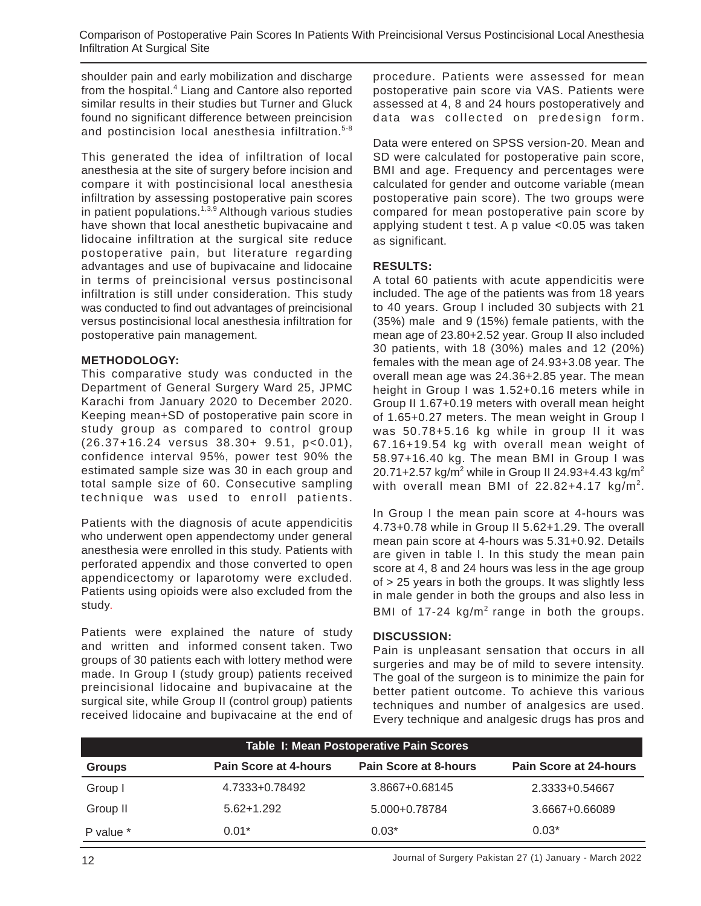shoulder pain and early mobilization and discharge from the hospital.[4] Liang and Cantore also reported similar results in their studies but Turner and Gluck found no significant difference between preincision and postincision local anesthesia infiltration.[5-8]

This generated the idea of infiltration of local anesthesia at the site of surgery before incision and compare it with postincisional local anesthesia infiltration by assessing postoperative pain scores in patient populations.[1,3,9] Although various studies have shown that local anesthetic bupivacaine and lidocaine infiltration at the surgical site reduce postoperative pain, but literature regarding advantages and use of bupivacaine and lidocaine in terms of preincisional versus postincisonal infiltration is still under consideration. This study was conducted to find out advantages of preincisional versus postincisional local anesthesia infiltration for postoperative pain management.

## METHODOLOGY:

This comparative study was conducted in the Department of General Surgery Ward 25, JPMC Karachi from January 2020 to December 2020. Keeping mean+SD of postoperative pain score in study group as compared to control group (26.37+16.24 versus 38.30+ 9.51, p<0.01), confidence interval 95%, power test 90% the estimated sample size was 30 in each group and total sample size of 60. Consecutive sampling technique was used to enroll patients.

Patients with the diagnosis of acute appendicitis who underwent open appendectomy under general anesthesia were enrolled in this study. Patients with perforated appendix and those converted to open appendicectomy or laparotomy were excluded. Patients using opioids were also excluded from the study.

Patients were explained the nature of study and written and informed consent taken. Two groups of 30 patients each with lottery method were made. In Group I (study group) patients received preincisional lidocaine and bupivacaine at the surgical site, while Group II (control group) patients received lidocaine and bupivacaine at the end of procedure. Patients were assessed for mean postoperative pain score via VAS. Patients were assessed at 4, 8 and 24 hours postoperatively and data was collected on predesign form.

Data were entered on SPSS version-20. Mean and SD were calculated for postoperative pain score, BMI and age. Frequency and percentages were calculated for gender and outcome variable (mean postoperative pain score). The two groups were compared for mean postoperative pain score by applying student t test. A p value <0.05 was taken as significant.

## RESULTS:

A total 60 patients with acute appendicitis were included. The age of the patients was from 18 years to 40 years. Group I included 30 subjects with 21 (35%) male and 9 (15%) female patients, with the mean age of 23.80+2.52 year. Group II also included 30 patients, with 18 (30%) males and 12 (20%) females with the mean age of 24.93+3.08 year. The overall mean age was 24.36+2.85 year. The mean height in Group I was 1.52+0.16 meters while in Group II 1.67+0.19 meters with overall mean height of 1.65+0.27 meters. The mean weight in Group I was 50.78+5.16 kg while in group II it was 67.16+19.54 kg with overall mean weight of 58.97+16.40 kg. The mean BMI in Group I was 20.71+2.57 kg/$m^2$ while in Group II 24.93+4.43 kg/$m^2$ with overall mean BMI of 22.82+4.17 kg/$m^2$.

In Group I the mean pain score at 4-hours was 4.73+0.78 while in Group II 5.62+1.29. The overall mean pain score at 4-hours was 5.31+0.92. Details are given in table I. In this study the mean pain score at 4, 8 and 24 hours was less in the age group of > 25 years in both the groups. It was slightly less in male gender in both the groups and also less in BMI of 17-24 kg/$m^2$ range in both the groups.

## DISCUSSION:

Pain is unpleasant sensation that occurs in all surgeries and may be of mild to severe intensity. The goal of the surgeon is to minimize the pain for better patient outcome. To achieve this various techniques and number of analgesics are used. Every technique and analgesic drugs has pros and

**Table I: Mean Postoperative Pain Scores**

| Groups | Pain Score at 4-hours | Pain Score at 8-hours | Pain Score at 24-hours |
|---|---|---|---|
| Group I | 4.7333+0.78492 | 3.8667+0.68145 | 2.3333+0.54667 |
| Group II | 5.62+1.292 | 5.000+0.78784 | 3.6667+0.66089 |
| P value * | 0.01* | 0.03* | 0.03* |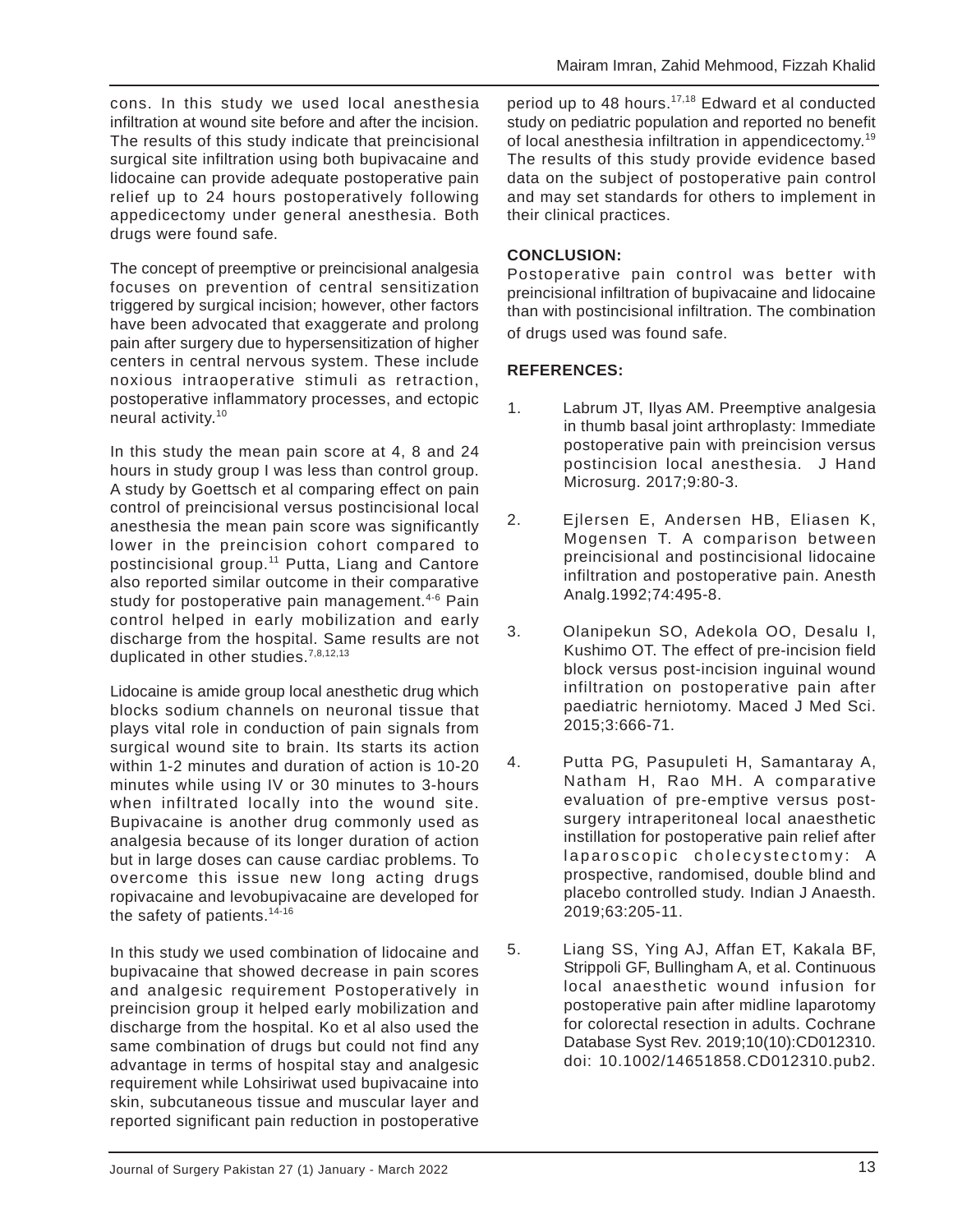cons. In this study we used local anesthesia infiltration at wound site before and after the incision. The results of this study indicate that preincisional surgical site infiltration using both bupivacaine and lidocaine can provide adequate postoperative pain relief up to 24 hours postoperatively following appedicectomy under general anesthesia. Both drugs were found safe.

The concept of preemptive or preincisional analgesia focuses on prevention of central sensitization triggered by surgical incision; however, other factors have been advocated that exaggerate and prolong pain after surgery due to hypersensitization of higher centers in central nervous system. These include noxious intraoperative stimuli as retraction, postoperative inflammatory processes, and ectopic neural activity.[10]

In this study the mean pain score at 4, 8 and 24 hours in study group I was less than control group. A study by Goettsch et al comparing effect on pain control of preincisional versus postincisional local anesthesia the mean pain score was significantly lower in the preincision cohort compared to postincisional group.[11] Putta, Liang and Cantore also reported similar outcome in their comparative study for postoperative pain management.[4-6] Pain control helped in early mobilization and early discharge from the hospital. Same results are not duplicated in other studies.[7,8,12,13]

Lidocaine is amide group local anesthetic drug which blocks sodium channels on neuronal tissue that plays vital role in conduction of pain signals from surgical wound site to brain. Its starts its action within 1-2 minutes and duration of action is 10-20 minutes while using IV or 30 minutes to 3-hours when infiltrated locally into the wound site. Bupivacaine is another drug commonly used as analgesia because of its longer duration of action but in large doses can cause cardiac problems. To overcome this issue new long acting drugs ropivacaine and levobupivacaine are developed for the safety of patients.[14-16]

In this study we used combination of lidocaine and bupivacaine that showed decrease in pain scores and analgesic requirement Postoperatively in preincision group it helped early mobilization and discharge from the hospital. Ko et al also used the same combination of drugs but could not find any advantage in terms of hospital stay and analgesic requirement while Lohsiriwat used bupivacaine into skin, subcutaneous tissue and muscular layer and reported significant pain reduction in postoperative period up to 48 hours.[17,18] Edward et al conducted study on pediatric population and reported no benefit of local anesthesia infiltration in appendicectomy.[19] The results of this study provide evidence based data on the subject of postoperative pain control and may set standards for others to implement in their clinical practices.

## CONCLUSION:

Postoperative pain control was better with preincisional infiltration of bupivacaine and lidocaine than with postincisional infiltration. The combination of drugs used was found safe.

## REFERENCES:

1. Labrum JT, Ilyas AM. Preemptive analgesia in thumb basal joint arthroplasty: Immediate postoperative pain with preincision versus postincision local anesthesia. J Hand Microsurg. 2017;9:80-3.

2. Ejlersen E, Andersen HB, Eliasen K, Mogensen T. A comparison between preincisional and postincisional lidocaine infiltration and postoperative pain. Anesth Analg.1992;74:495-8.

3. Olanipekun SO, Adekola OO, Desalu I, Kushimo OT. The effect of pre-incision field block versus post-incision inguinal wound infiltration on postoperative pain after paediatric herniotomy. Maced J Med Sci. 2015;3:666-71.

4. Putta PG, Pasupuleti H, Samantaray A, Natham H, Rao MH. A comparative evaluation of pre-emptive versus post-surgery intraperitoneal local anaesthetic instillation for postoperative pain relief after laparoscopic cholecystectomy: A prospective, randomised, double blind and placebo controlled study. Indian J Anaesth. 2019;63:205-11.

5. Liang SS, Ying AJ, Affan ET, Kakala BF, Strippoli GF, Bullingham A, et al. Continuous local anaesthetic wound infusion for postoperative pain after midline laparotomy for colorectal resection in adults. Cochrane Database Syst Rev. 2019;10(10):CD012310. doi: 10.1002/14651858.CD012310.pub2.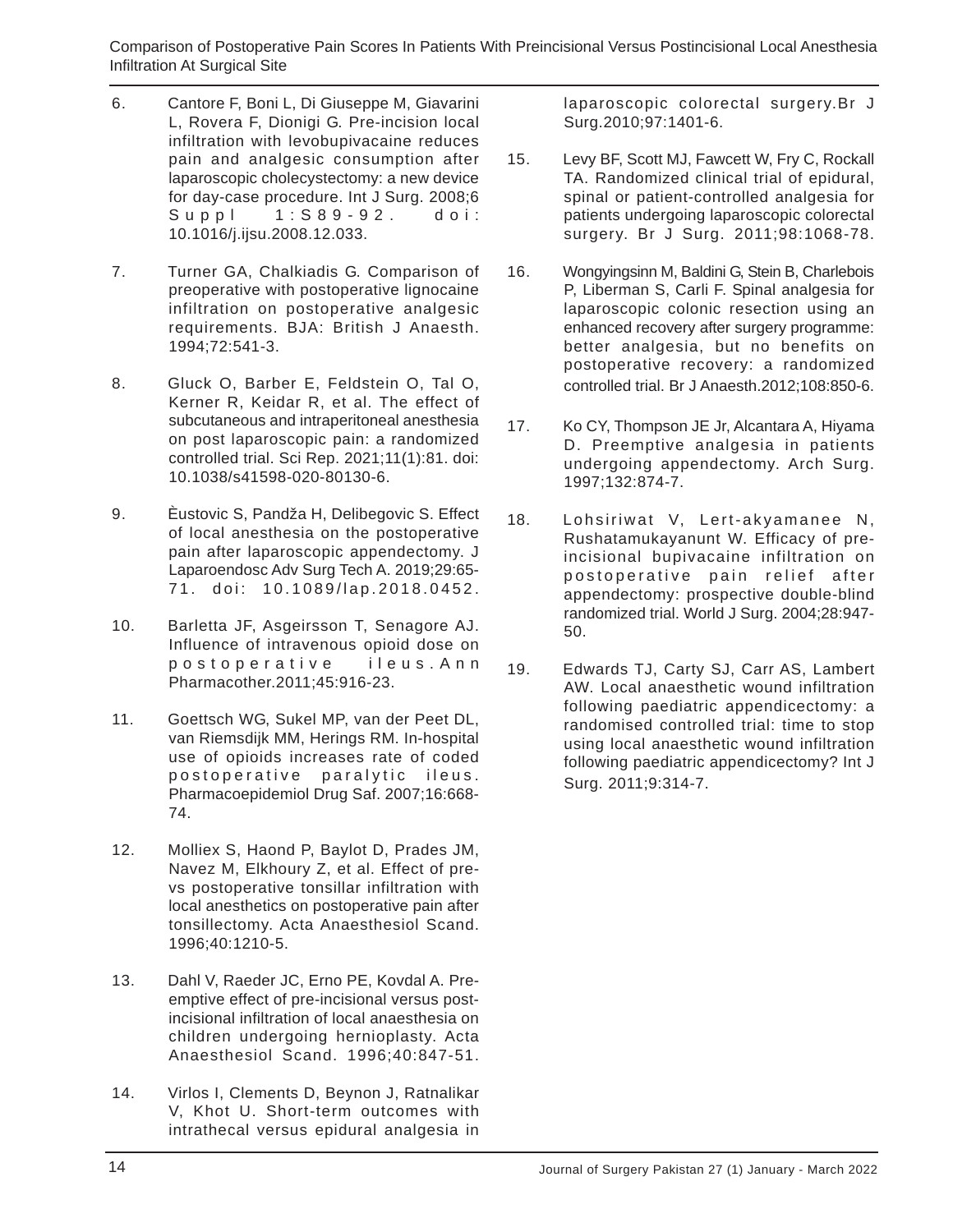6. Cantore F, Boni L, Di Giuseppe M, Giavarini L, Rovera F, Dionigi G. Pre-incision local infiltration with levobupivacaine reduces pain and analgesic consumption after laparoscopic cholecystectomy: a new device for day-case procedure. Int J Surg. 2008;6 Suppl 1:S89-92. doi: 10.1016/j.ijsu.2008.12.033.

7. Turner GA, Chalkiadis G. Comparison of preoperative with postoperative lignocaine infiltration on postoperative analgesic requirements. BJA: British J Anaesth. 1994;72:541-3.

8. Gluck O, Barber E, Feldstein O, Tal O, Kerner R, Keidar R, et al. The effect of subcutaneous and intraperitoneal anesthesia on post laparoscopic pain: a randomized controlled trial. Sci Rep. 2021;11(1):81. doi: 10.1038/s41598-020-80130-6.

9. Èustovic S, Pandža H, Delibegovic S. Effect of local anesthesia on the postoperative pain after laparoscopic appendectomy. J Laparoendosc Adv Surg Tech A. 2019;29:65-71. doi: 10.1089/lap.2018.0452.

10. Barletta JF, Asgeirsson T, Senagore AJ. Influence of intravenous opioid dose on postoperative ileus.Ann Pharmacother.2011;45:916-23.

11. Goettsch WG, Sukel MP, van der Peet DL, van Riemsdijk MM, Herings RM. In-hospital use of opioids increases rate of coded postoperative paralytic ileus. Pharmacoepidemiol Drug Saf. 2007;16:668-74.

12. Molliex S, Haond P, Baylot D, Prades JM, Navez M, Elkhoury Z, et al. Effect of pre-vs postoperative tonsillar infiltration with local anesthetics on postoperative pain after tonsillectomy. Acta Anaesthesiol Scand. 1996;40:1210-5.

13. Dahl V, Raeder JC, Erno PE, Kovdal A. Pre-emptive effect of pre-incisional versus post-incisional infiltration of local anaesthesia on children undergoing hernioplasty. Acta Anaesthesiol Scand. 1996;40:847-51.

14. Virlos I, Clements D, Beynon J, Ratnalikar V, Khot U. Short-term outcomes with intrathecal versus epidural analgesia in laparoscopic colorectal surgery.Br J Surg.2010;97:1401-6.

15. Levy BF, Scott MJ, Fawcett W, Fry C, Rockall TA. Randomized clinical trial of epidural, spinal or patient-controlled analgesia for patients undergoing laparoscopic colorectal surgery. Br J Surg. 2011;98:1068-78.

16. Wongyingsinn M, Baldini G, Stein B, Charlebois P, Liberman S, Carli F. Spinal analgesia for laparoscopic colonic resection using an enhanced recovery after surgery programme: better analgesia, but no benefits on postoperative recovery: a randomized controlled trial. Br J Anaesth.2012;108:850-6.

17. Ko CY, Thompson JE Jr, Alcantara A, Hiyama D. Preemptive analgesia in patients undergoing appendectomy. Arch Surg. 1997;132:874-7.

18. Lohsiriwat V, Lert-akyamanee N, Rushatamukayanunt W. Efficacy of pre-incisional bupivacaine infiltration on postoperative pain relief after appendectomy: prospective double-blind randomized trial. World J Surg. 2004;28:947-50.

19. Edwards TJ, Carty SJ, Carr AS, Lambert AW. Local anaesthetic wound infiltration following paediatric appendicectomy: a randomised controlled trial: time to stop using local anaesthetic wound infiltration following paediatric appendicectomy? Int J Surg. 2011;9:314-7.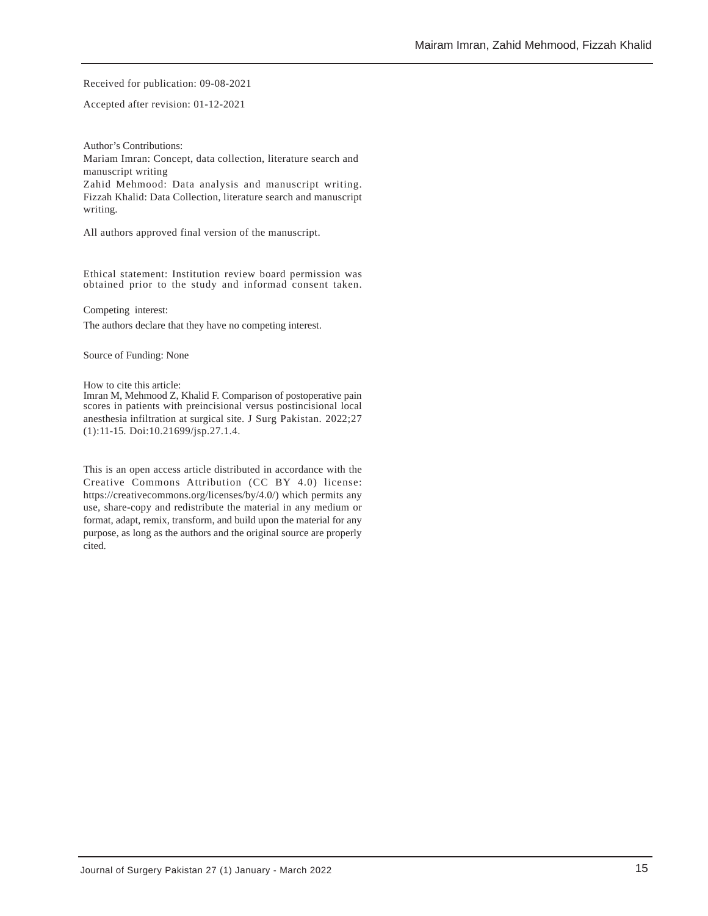Received for publication: 09-08-2021

Accepted after revision: 01-12-2021

Author's Contributions:
Mariam Imran: Concept, data collection, literature search and manuscript writing
Zahid Mehmood: Data analysis and manuscript writing.
Fizzah Khalid: Data Collection, literature search and manuscript writing.

All authors approved final version of the manuscript.

Ethical statement: Institution review board permission was obtained prior to the study and informad consent taken.

Competing interest:

The authors declare that they have no competing interest.

Source of Funding: None

How to cite this article:
Imran M, Mehmood Z, Khalid F. Comparison of postoperative pain scores in patients with preincisional versus postincisional local anesthesia infiltration at surgical site. J Surg Pakistan. 2022;27 (1):11-15. Doi:10.21699/jsp.27.1.4.

This is an open access article distributed in accordance with the Creative Commons Attribution (CC BY 4.0) license: https://creativecommons.org/licenses/by/4.0/) which permits any use, share-copy and redistribute the material in any medium or format, adapt, remix, transform, and build upon the material for any purpose, as long as the authors and the original source are properly cited.